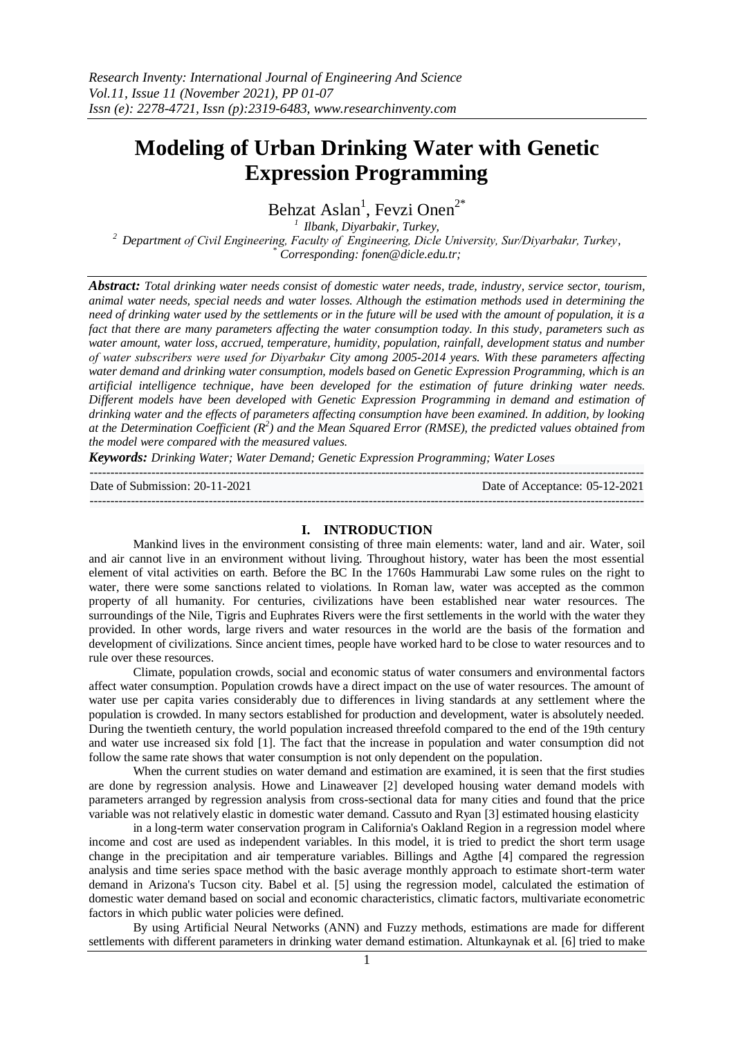# Modeling of Urban Drinking Water with Genetic Expression Programming

Behzat Aslan[1], Fevzi Onen[2*]

[1] *Ilbank, Diyarbakir, Turkey,*

[2] *Department of Civil Engineering, Faculty of Engineering, Dicle University, Sur/Diyarbakır, Turkey,*

[*] *Corresponding: fonen@dicle.edu.tr;*

***Abstract:*** *Total drinking water needs consist of domestic water needs, trade, industry, service sector, tourism, animal water needs, special needs and water losses. Although the estimation methods used in determining the need of drinking water used by the settlements or in the future will be used with the amount of population, it is a fact that there are many parameters affecting the water consumption today. In this study, parameters such as water amount, water loss, accrued, temperature, humidity, population, rainfall, development status and number of water subscribers were used for Diyarbakır City among 2005-2014 years. With these parameters affecting water demand and drinking water consumption, models based on Genetic Expression Programming, which is an artificial intelligence technique, have been developed for the estimation of future drinking water needs. Different models have been developed with Genetic Expression Programming in demand and estimation of drinking water and the effects of parameters affecting consumption have been examined. In addition, by looking at the Determination Coefficient ($R^2$) and the Mean Squared Error (RMSE), the predicted values obtained from the model were compared with the measured values.*

***Keywords:*** *Drinking Water; Water Demand; Genetic Expression Programming; Water Loses*

---

Date of Submission: 20-11-2021 Date of Acceptance: 05-12-2021

---

## I. INTRODUCTION

Mankind lives in the environment consisting of three main elements: water, land and air. Water, soil and air cannot live in an environment without living. Throughout history, water has been the most essential element of vital activities on earth. Before the BC In the 1760s Hammurabi Law some rules on the right to water, there were some sanctions related to violations. In Roman law, water was accepted as the common property of all humanity. For centuries, civilizations have been established near water resources. The surroundings of the Nile, Tigris and Euphrates Rivers were the first settlements in the world with the water they provided. In other words, large rivers and water resources in the world are the basis of the formation and development of civilizations. Since ancient times, people have worked hard to be close to water resources and to rule over these resources.

Climate, population crowds, social and economic status of water consumers and environmental factors affect water consumption. Population crowds have a direct impact on the use of water resources. The amount of water use per capita varies considerably due to differences in living standards at any settlement where the population is crowded. In many sectors established for production and development, water is absolutely needed. During the twentieth century, the world population increased threefold compared to the end of the 19th century and water use increased six fold [1]. The fact that the increase in population and water consumption did not follow the same rate shows that water consumption is not only dependent on the population.

When the current studies on water demand and estimation are examined, it is seen that the first studies are done by regression analysis. Howe and Linaweaver [2] developed housing water demand models with parameters arranged by regression analysis from cross-sectional data for many cities and found that the price variable was not relatively elastic in domestic water demand. Cassuto and Ryan [3] estimated housing elasticity in a long-term water conservation program in California's Oakland Region in a regression model where income and cost are used as independent variables. In this model, it is tried to predict the short term usage change in the precipitation and air temperature variables. Billings and Agthe [4] compared the regression analysis and time series space method with the basic average monthly approach to estimate short-term water demand in Arizona's Tucson city. Babel et al. [5] using the regression model, calculated the estimation of domestic water demand based on social and economic characteristics, climatic factors, multivariate econometric factors in which public water policies were defined.

By using Artificial Neural Networks (ANN) and Fuzzy methods, estimations are made for different settlements with different parameters in drinking water demand estimation. Altunkaynak et al. [6] tried to make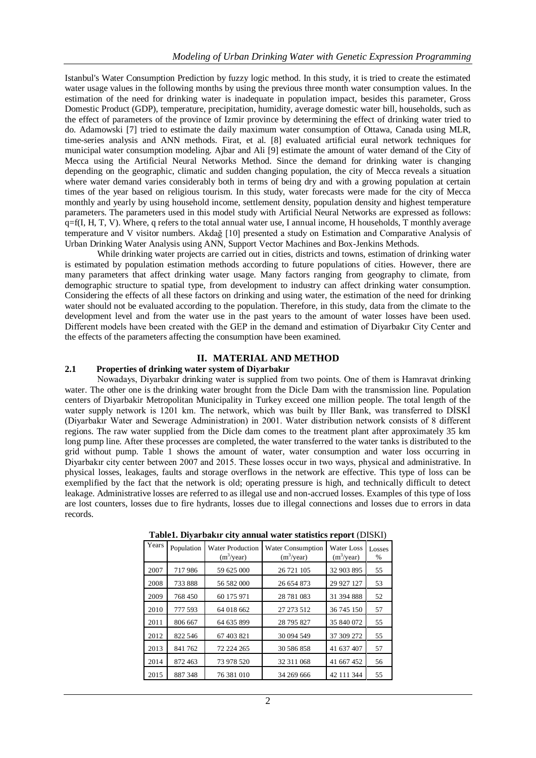Istanbul's Water Consumption Prediction by fuzzy logic method. In this study, it is tried to create the estimated water usage values in the following months by using the previous three month water consumption values. In the estimation of the need for drinking water is inadequate in population impact, besides this parameter, Gross Domestic Product (GDP), temperature, precipitation, humidity, average domestic water bill, households, such as the effect of parameters of the province of Izmir province by determining the effect of drinking water tried to do. Adamowski [7] tried to estimate the daily maximum water consumption of Ottawa, Canada using MLR, time-series analysis and ANN methods. Firat, et al. [8] evaluated artificial eural network techniques for municipal water consumption modeling. Ajbar and Ali [9] estimate the amount of water demand of the City of Mecca using the Artificial Neural Networks Method. Since the demand for drinking water is changing depending on the geographic, climatic and sudden changing population, the city of Mecca reveals a situation where water demand varies considerably both in terms of being dry and with a growing population at certain times of the year based on religious tourism. In this study, water forecasts were made for the city of Mecca monthly and yearly by using household income, settlement density, population density and highest temperature parameters. The parameters used in this model study with Artificial Neural Networks are expressed as follows: $q=f(I, H, T, V)$. Where, q refers to the total annual water use, I annual income, H households, T monthly average temperature and V visitor numbers. Akdağ [10] presented a study on Estimation and Comparative Analysis of Urban Drinking Water Analysis using ANN, Support Vector Machines and Box-Jenkins Methods.

While drinking water projects are carried out in cities, districts and towns, estimation of drinking water is estimated by population estimation methods according to future populations of cities. However, there are many parameters that affect drinking water usage. Many factors ranging from geography to climate, from demographic structure to spatial type, from development to industry can affect drinking water consumption. Considering the effects of all these factors on drinking and using water, the estimation of the need for drinking water should not be evaluated according to the population. Therefore, in this study, data from the climate to the development level and from the water use in the past years to the amount of water losses have been used. Different models have been created with the GEP in the demand and estimation of Diyarbakır City Center and the effects of the parameters affecting the consumption have been examined.

## II. MATERIAL AND METHOD

### 2.1 Properties of drinking water system of Diyarbakır

Nowadays, Diyarbakır drinking water is supplied from two points. One of them is Hamravat drinking water. The other one is the drinking water brought from the Dicle Dam with the transmission line. Population centers of Diyarbakir Metropolitan Municipality in Turkey exceed one million people. The total length of the water supply network is 1201 km. The network, which was built by Iller Bank, was transferred to DİSKİ (Diyarbakır Water and Sewerage Administration) in 2001. Water distribution network consists of 8 different regions. The raw water supplied from the Dicle dam comes to the treatment plant after approximately 35 km long pump line. After these processes are completed, the water transferred to the water tanks is distributed to the grid without pump. Table 1 shows the amount of water, water consumption and water loss occurring in Diyarbakır city center between 2007 and 2015. These losses occur in two ways, physical and administrative. In physical losses, leakages, faults and storage overflows in the network are effective. This type of loss can be exemplified by the fact that the network is old; operating pressure is high, and technically difficult to detect leakage. Administrative losses are referred to as illegal use and non-accrued losses. Examples of this type of loss are lost counters, losses due to fire hydrants, losses due to illegal connections and losses due to errors in data records.

**Table1. Diyarbakır city annual water statistics report** (DISKI)

| Years | Population | Water Production ($m^3$/year) | Water Consumption ($m^3$/year) | Water Loss ($m^3$/year) | Losses % |
|---|---|---|---|---|---|
| 2007 | 717 986 | 59 625 000 | 26 721 105 | 32 903 895 | 55 |
| 2008 | 733 888 | 56 582 000 | 26 654 873 | 29 927 127 | 53 |
| 2009 | 768 450 | 60 175 971 | 28 781 083 | 31 394 888 | 52 |
| 2010 | 777 593 | 64 018 662 | 27 273 512 | 36 745 150 | 57 |
| 2011 | 806 667 | 64 635 899 | 28 795 827 | 35 840 072 | 55 |
| 2012 | 822 546 | 67 403 821 | 30 094 549 | 37 309 272 | 55 |
| 2013 | 841 762 | 72 224 265 | 30 586 858 | 41 637 407 | 57 |
| 2014 | 872 463 | 73 978 520 | 32 311 068 | 41 667 452 | 56 |
| 2015 | 887 348 | 76 381 010 | 34 269 666 | 42 111 344 | 55 |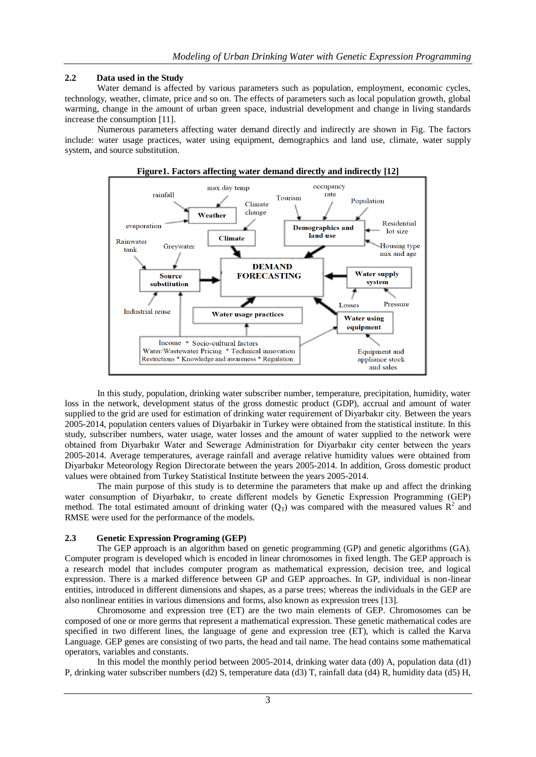### 2.2 Data used in the Study

Water demand is affected by various parameters such as population, employment, economic cycles, technology, weather, climate, price and so on. The effects of parameters such as local population growth, global warming, change in the amount of urban green space, industrial development and change in living standards increase the consumption [11].

Numerous parameters affecting water demand directly and indirectly are shown in Fig. The factors include: water usage practices, water using equipment, demographics and land use, climate, water supply system, and source substitution.

**Figure1. Factors affecting water demand directly and indirectly [12]**

In this study, population, drinking water subscriber number, temperature, precipitation, humidity, water loss in the network, development status of the gross domestic product (GDP), accrual and amount of water supplied to the grid are used for estimation of drinking water requirement of Diyarbakır city. Between the years 2005-2014, population centers values of Diyarbakir in Turkey were obtained from the statistical institute. In this study, subscriber numbers, water usage, water losses and the amount of water supplied to the network were obtained from Diyarbakır Water and Sewerage Administration for Diyarbakır city center between the years 2005-2014. Average temperatures, average rainfall and average relative humidity values were obtained from Diyarbakır Meteorology Region Directorate between the years 2005-2014. In addition, Gross domestic product values were obtained from Turkey Statistical Institute between the years 2005-2014.

The main purpose of this study is to determine the parameters that make up and affect the drinking water consumption of Diyarbakır, to create different models by Genetic Expression Programming (GEP) method. The total estimated amount of drinking water ($Q_T$) was compared with the measured values $R^2$ and RMSE were used for the performance of the models.

### 2.3 Genetic Expression Programing (GEP)

The GEP approach is an algorithm based on genetic programming (GP) and genetic algorithms (GA). Computer program is developed which is encoded in linear chromosomes in fixed length. The GEP approach is a research model that includes computer program as mathematical expression, decision tree, and logical expression. There is a marked difference between GP and GEP approaches. In GP, individual is non-linear entities, introduced in different dimensions and shapes, as a parse trees; whereas the individuals in the GEP are also nonlinear entities in various dimensions and forms, also known as expression trees [13].

Chromosome and expression tree (ET) are the two main elements of GEP. Chromosomes can be composed of one or more germs that represent a mathematical expression. These genetic mathematical codes are specified in two different lines, the language of gene and expression tree (ET), which is called the Karva Language. GEP genes are consisting of two parts, the head and tail name. The head contains some mathematical operators, variables and constants.

In this model the monthly period between 2005-2014, drinking water data (d0) A, population data (d1) P, drinking water subscriber numbers (d2) S, temperature data (d3) T, rainfall data (d4) R, humidity data (d5) H,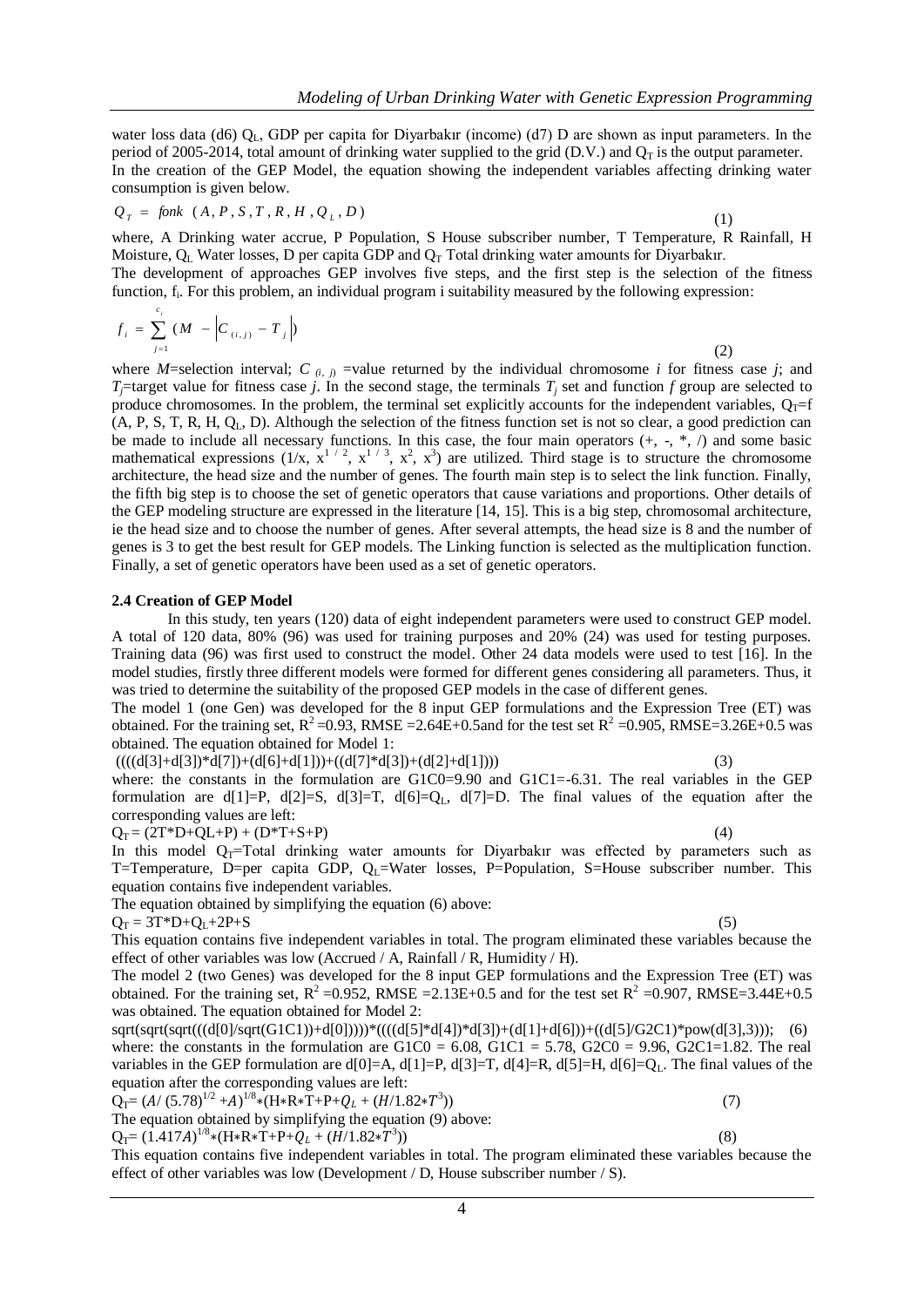water loss data (d6) $Q_L$, GDP per capita for Diyarbakır (income) (d7) D are shown as input parameters. In the period of 2005-2014, total amount of drinking water supplied to the grid (D.V.) and $Q_T$ is the output parameter. In the creation of the GEP Model, the equation showing the independent variables affecting drinking water consumption is given below.

$$Q_T = fonk\ (A, P, S, T, R, H, Q_L, D) \tag{1}$$

where, A Drinking water accrue, P Population, S House subscriber number, T Temperature, R Rainfall, H Moisture, $Q_L$ Water losses, D per capita GDP and $Q_T$ Total drinking water amounts for Diyarbakır.

The development of approaches GEP involves five steps, and the first step is the selection of the fitness function, $f_i$. For this problem, an individual program i suitability measured by the following expression:

$$f_i = \sum_{j=1}^{c_i} (M - |C_{(i,j)} - T_j|) \tag{2}$$

where $M$=selection interval; $C_{(i,\ j)}$ =value returned by the individual chromosome $i$ for fitness case $j$; and $T_j$=target value for fitness case $j$. In the second stage, the terminals $T_j$ set and function $f$ group are selected to produce chromosomes. In the problem, the terminal set explicitly accounts for the independent variables, $Q_T$=f (A, P, S, T, R, H, $Q_L$, D). Although the selection of the fitness function set is not so clear, a good prediction can be made to include all necessary functions. In this case, the four main operators (+, -, *, /) and some basic mathematical expressions ($1/x$, $x^{1/2}$, $x^{1/3}$, $x^2$, $x^3$) are utilized. Third stage is to structure the chromosome architecture, the head size and the number of genes. The fourth main step is to select the link function. Finally, the fifth big step is to choose the set of genetic operators that cause variations and proportions. Other details of the GEP modeling structure are expressed in the literature [14, 15]. This is a big step, chromosomal architecture, ie the head size and to choose the number of genes. After several attempts, the head size is 8 and the number of genes is 3 to get the best result for GEP models. The Linking function is selected as the multiplication function. Finally, a set of genetic operators have been used as a set of genetic operators.

### 2.4 Creation of GEP Model

In this study, ten years (120) data of eight independent parameters were used to construct GEP model. A total of 120 data, 80% (96) was used for training purposes and 20% (24) was used for testing purposes. Training data (96) was first used to construct the model. Other 24 data models were used to test [16]. In the model studies, firstly three different models were formed for different genes considering all parameters. Thus, it was tried to determine the suitability of the proposed GEP models in the case of different genes.

The model 1 (one Gen) was developed for the 8 input GEP formulations and the Expression Tree (ET) was obtained. For the training set, $R^2$=0.93, RMSE =2.64E+0.5and for the test set $R^2$ =0.905, RMSE=3.26E+0.5 was obtained. The equation obtained for Model 1:

((((d[3]+d[3])*d[7])+(d[6]+d[1]))+((d[7]*d[3])+(d[2]+d[1]))) (3)

where: the constants in the formulation are G1C0=9.90 and G1C1=-6.31. The real variables in the GEP formulation are d[1]=P, d[2]=S, d[3]=T, d[6]=$Q_L$, d[7]=D. The final values of the equation after the corresponding values are left:

$$Q_T = (2T*D+QL+P) + (D*T+S+P) \tag{4}$$

In this model $Q_T$=Total drinking water amounts for Diyarbakır was effected by parameters such as T=Temperature, D=per capita GDP, $Q_L$=Water losses, P=Population, S=House subscriber number. This equation contains five independent variables.

The equation obtained by simplifying the equation (6) above:

$$Q_T = 3T*D+Q_L+2P+S \tag{5}$$

This equation contains five independent variables in total. The program eliminated these variables because the effect of other variables was low (Accrued / A, Rainfall / R, Humidity / H).

The model 2 (two Genes) was developed for the 8 input GEP formulations and the Expression Tree (ET) was obtained. For the training set, $R^2$ =0.952, RMSE =2.13E+0.5 and for the test set $R^2$ =0.907, RMSE=3.44E+0.5 was obtained. The equation obtained for Model 2:

sqrt(sqrt(sqrt(((d[0]/sqrt(G1C1))+d[0]))))*((((d[5]*d[4])*d[3])+(d[1]+d[6]))+((d[5]/G2C1)*pow(d[3],3))); (6)

where: the constants in the formulation are G1C0 = 6.08, G1C1 = 5.78, G2C0 = 9.96, G2C1=1.82. The real variables in the GEP formulation are d[0]=A, d[1]=P, d[3]=T, d[4]=R, d[5]=H, d[6]=$Q_L$. The final values of the equation after the corresponding values are left:

$$Q_T = (A/(5.78)^{1/2} + A)^{1/8} * (H*R*T+P+Q_L + (H/1.82*T^3)) \tag{7}$$

The equation obtained by simplifying the equation (9) above:

$$Q_T = (1.417A)^{1/8} * (H*R*T+P+Q_L + (H/1.82*T^3)) \tag{8}$$

This equation contains five independent variables in total. The program eliminated these variables because the effect of other variables was low (Development / D, House subscriber number / S).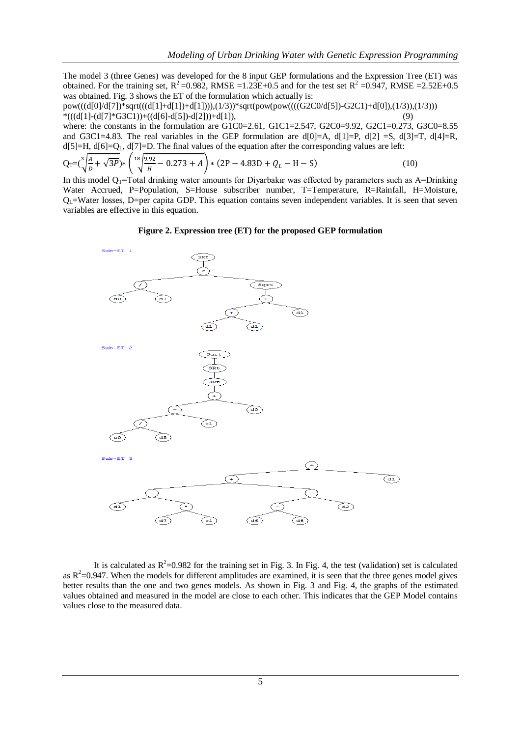The model 3 (three Genes) was developed for the 8 input GEP formulations and the Expression Tree (ET) was obtained. For the training set, $R^2$ =0.982, RMSE =1.23E+0.5 and for the test set $R^2$ =0.947, RMSE =2.52E+0.5 was obtained. Fig. 3 shows the ET of the formulation which actually is:

```
pow(((d[0]/d[7])*sqrt(((d[1]+d[1])+d[1]))),(1/3))*sqrt(pow(pow((((G2C0/d[5])-G2C1)+d[0]),(1/3)),(1/3)))
*(((d[1]-(d[7]*G3C1))+((d[6]-d[5])-d[2]))+d[1]),
```
(9)

where: the constants in the formulation are G1C0=2.61, G1C1=2.547, G2C0=9.92, G2C1=0.273, G3C0=8.55 and G3C1=4.83. The real variables in the GEP formulation are d[0]=A, d[1]=P, d[2] =S, d[3]=T, d[4]=R, d[5]=H, d[6]=$Q_L$, d[7]=D. The final values of the equation after the corresponding values are left:

$$Q_T = \left(\sqrt[3]{\frac{A}{D} + \sqrt{3P}}\right) * \left(\sqrt[18]{\frac{9.92}{H} - 0.273 + A}\right) * (2P - 4.83D + Q_L - H - S) \tag{10}$$

In this model $Q_T$=Total drinking water amounts for Diyarbakır was effected by parameters such as A=Drinking Water Accrued, P=Population, S=House subscriber number, T=Temperature, R=Rainfall, H=Moisture, $Q_L$=Water losses, D=per capita GDP. This equation contains seven independent variables. It is seen that seven variables are effective in this equation.

**Figure 2. Expression tree (ET) for the proposed GEP formulation**

It is calculated as $R^2$=0.982 for the training set in Fig. 3. In Fig. 4, the test (validation) set is calculated as $R^2$=0.947. When the models for different amplitudes are examined, it is seen that the three genes model gives better results than the one and two genes models. As shown in Fig. 3 and Fig. 4, the graphs of the estimated values obtained and measured in the model are close to each other. This indicates that the GEP Model contains values close to the measured data.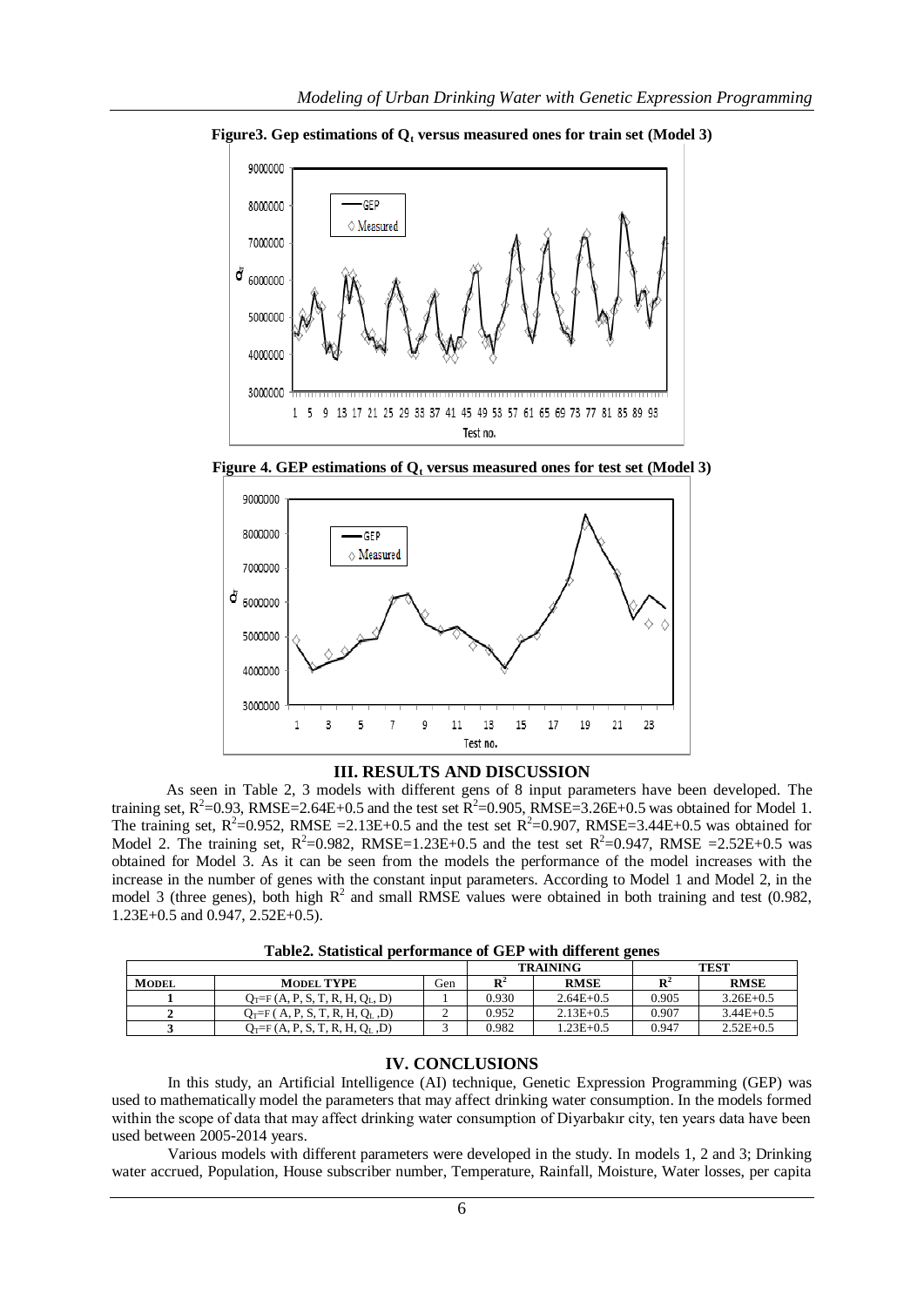**Figure3. Gep estimations of $Q_t$ versus measured ones for train set (Model 3)**

**Figure 4. GEP estimations of $Q_t$ versus measured ones for test set (Model 3)**

## III. RESULTS AND DISCUSSION

As seen in Table 2, 3 models with different gens of 8 input parameters have been developed. The training set, $R^2$=0.93, RMSE=2.64E+0.5 and the test set $R^2$=0.905, RMSE=3.26E+0.5 was obtained for Model 1. The training set, $R^2$=0.952, RMSE =2.13E+0.5 and the test set $R^2$=0.907, RMSE=3.44E+0.5 was obtained for Model 2. The training set, $R^2$=0.982, RMSE=1.23E+0.5 and the test set $R^2$=0.947, RMSE =2.52E+0.5 was obtained for Model 3. As it can be seen from the models the performance of the model increases with the increase in the number of genes with the constant input parameters. According to Model 1 and Model 2, in the model 3 (three genes), both high $R^2$ and small RMSE values were obtained in both training and test (0.982, 1.23E+0.5 and 0.947, 2.52E+0.5).

**Table2. Statistical performance of GEP with different genes**

| | | | TRAINING | | TEST | |
|---|---|---|---|---|---|---|
| **MODEL** | **MODEL TYPE** | Gen | $R^2$ | **RMSE** | $R^2$ | **RMSE** |
| **1** | $Q_T$=F (A, P, S, T, R, H, $Q_L$, D) | 1 | 0.930 | 2.64E+0.5 | 0.905 | 3.26E+0.5 |
| **2** | $Q_T$=F ( A, P, S, T, R, H, $Q_L$ ,D) | 2 | 0.952 | 2.13E+0.5 | 0.907 | 3.44E+0.5 |
| **3** | $Q_T$=F (A, P, S, T, R, H, $Q_L$ ,D) | 3 | 0.982 | 1.23E+0.5 | 0.947 | 2.52E+0.5 |

## IV. CONCLUSIONS

In this study, an Artificial Intelligence (AI) technique, Genetic Expression Programming (GEP) was used to mathematically model the parameters that may affect drinking water consumption. In the models formed within the scope of data that may affect drinking water consumption of Diyarbakır city, ten years data have been used between 2005-2014 years.

Various models with different parameters were developed in the study. In models 1, 2 and 3; Drinking water accrued, Population, House subscriber number, Temperature, Rainfall, Moisture, Water losses, per capita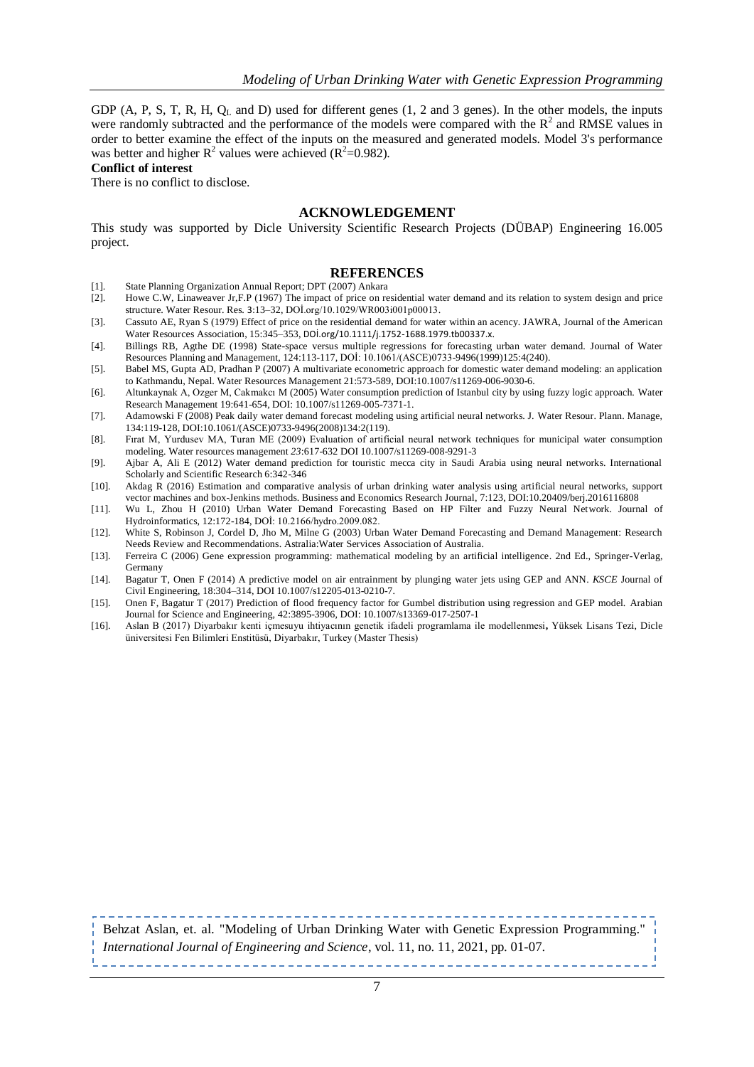GDP (A, P, S, T, R, H, $Q_L$ and D) used for different genes (1, 2 and 3 genes). In the other models, the inputs were randomly subtracted and the performance of the models were compared with the $R^2$ and RMSE values in order to better examine the effect of the inputs on the measured and generated models. Model 3's performance was better and higher $R^2$ values were achieved ($R^2$=0.982).

**Conflict of interest**

There is no conflict to disclose.

## ACKNOWLEDGEMENT

This study was supported by Dicle University Scientific Research Projects (DÜBAP) Engineering 16.005 project.

## REFERENCES

[1]. State Planning Organization Annual Report; DPT (2007) Ankara

[2]. Howe C.W, Linaweaver Jr,F.P (1967) The impact of price on residential water demand and its relation to system design and price structure. Water Resour. Res. 3:13–32, DOİ.org/10.1029/WR003i001p00013.

[3]. Cassuto AE, Ryan S (1979) Effect of price on the residential demand for water within an acency. JAWRA, Journal of the American Water Resources Association, 15:345–353, DOİ.org/10.1111/j.1752-1688.1979.tb00337.x.

[4]. Billings RB, Agthe DE (1998) State-space versus multiple regressions for forecasting urban water demand. Journal of Water Resources Planning and Management, 124:113-117, DOİ: 10.1061/(ASCE)0733-9496(1999)125:4(240).

[5]. Babel MS, Gupta AD, Pradhan P (2007) A multivariate econometric approach for domestic water demand modeling: an application to Kathmandu, Nepal. Water Resources Management 21:573-589, DOI:10.1007/s11269-006-9030-6.

[6]. Altunkaynak A, Ozger M, Cakmakcı M (2005) Water consumption prediction of Istanbul city by using fuzzy logic approach. Water Research Management 19:641-654, DOI: 10.1007/s11269-005-7371-1.

[7]. Adamowski F (2008) Peak daily water demand forecast modeling using artificial neural networks. J. Water Resour. Plann. Manage, 134:119-128, DOI:10.1061/(ASCE)0733-9496(2008)134:2(119).

[8]. Fırat M, Yurdusev MA, Turan ME (2009) Evaluation of artificial neural network techniques for municipal water consumption modeling. Water resources management *23*:617-632 DOI 10.1007/s11269-008-9291-3

[9]. Ajbar A, Ali E (2012) Water demand prediction for touristic mecca city in Saudi Arabia using neural networks. International Scholarly and Scientific Research 6:342-346

[10]. Akdag R (2016) Estimation and comparative analysis of urban drinking water analysis using artificial neural networks, support vector machines and box-Jenkins methods. Business and Economics Research Journal, 7:123, DOI:10.20409/berj.2016116808

[11]. Wu L, Zhou H (2010) Urban Water Demand Forecasting Based on HP Filter and Fuzzy Neural Network. Journal of Hydroinformatics, 12:172-184, DOİ: 10.2166/hydro.2009.082.

[12]. White S, Robinson J, Cordel D, Jho M, Milne G (2003) Urban Water Demand Forecasting and Demand Management: Research Needs Review and Recommendations. Astralia:Water Services Association of Australia.

[13]. Ferreira C (2006) Gene expression programming: mathematical modeling by an artificial intelligence. 2nd Ed., Springer-Verlag, Germany

[14]. Bagatur T, Onen F (2014) A predictive model on air entrainment by plunging water jets using GEP and ANN. *KSCE* Journal of Civil Engineering, 18:304–314, DOI 10.1007/s12205-013-0210-7.

[15]. Onen F, Bagatur T (2017) Prediction of flood frequency factor for Gumbel distribution using regression and GEP model. Arabian Journal for Science and Engineering, 42:3895-3906, DOI: 10.1007/s13369-017-2507-1

[16]. Aslan B (2017) Diyarbakır kenti içmesuyu ihtiyacının genetik ifadeli programlama ile modellenmesi**,** Yüksek Lisans Tezi, Dicle üniversitesi Fen Bilimleri Enstitüsü, Diyarbakır, Turkey (Master Thesis)

Behzat Aslan, et. al. "Modeling of Urban Drinking Water with Genetic Expression Programming." *International Journal of Engineering and Science*, vol. 11, no. 11, 2021, pp. 01-07.